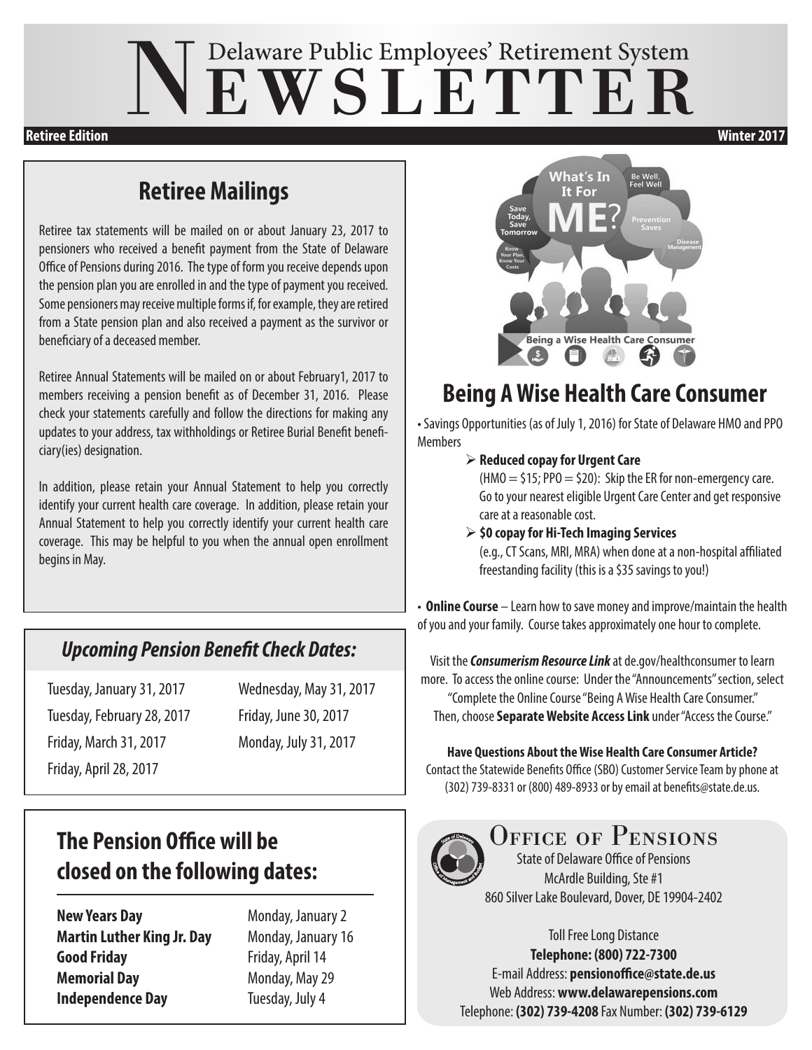# Delaware Public Employees' Retirement System NEWSLETTER

**Retiree Edition** **Winter 2017**

## Retiree Mailings

Retiree tax statements will be mailed on or about January 23, 2017 to pensioners who received a benefit payment from the State of Delaware Office of Pensions during 2016. The type of form you receive depends upon the pension plan you are enrolled in and the type of payment you received. Some pensioners may receive multiple forms if, for example, they are retired from a State pension plan and also received a payment as the survivor or beneficiary of a deceased member.

Retiree Annual Statements will be mailed on or about February1, 2017 to members receiving a pension benefit as of December 31, 2016. Please check your statements carefully and follow the directions for making any updates to your address, tax withholdings or Retiree Burial Benefit beneficiary(ies) designation.

In addition, please retain your Annual Statement to help you correctly identify your current health care coverage. In addition, please retain your Annual Statement to help you correctly identify your current health care coverage. This may be helpful to you when the annual open enrollment begins in May.

### *Upcoming Pension Benefit Check Dates:*

- Tuesday, January 31, 2017
- Tuesday, February 28, 2017
- Friday, March 31, 2017
- Friday, April 28, 2017
- Wednesday, May 31, 2017
- Friday, June 30, 2017
- Monday, July 31, 2017

## The Pension Office will be closed on the following dates:

| | |
|---|---|
| **New Years Day** | Monday, January 2 |
| **Martin Luther King Jr. Day** | Monday, January 16 |
| **Good Friday** | Friday, April 14 |
| **Memorial Day** | Monday, May 29 |
| **Independence Day** | Tuesday, July 4 |

## Being A Wise Health Care Consumer

• Savings Opportunities (as of July 1, 2016) for State of Delaware HMO and PPO Members

- **Reduced copay for Urgent Care**
  (HMO = $15; PPO = $20): Skip the ER for non-emergency care. Go to your nearest eligible Urgent Care Center and get responsive care at a reasonable cost.
- **$0 copay for Hi-Tech Imaging Services**
  (e.g., CT Scans, MRI, MRA) when done at a non-hospital affiliated freestanding facility (this is a $35 savings to you!)

• **Online Course** – Learn how to save money and improve/maintain the health of you and your family. Course takes approximately one hour to complete.

Visit the ***Consumerism Resource Link*** at de.gov/healthconsumer to learn more. To access the online course: Under the "Announcements" section, select "Complete the Online Course "Being A Wise Health Care Consumer." Then, choose **Separate Website Access Link** under "Access the Course."

**Have Questions About the Wise Health Care Consumer Article?**
Contact the Statewide Benefits Office (SBO) Customer Service Team by phone at (302) 739-8331 or (800) 489-8933 or by email at benefits@state.de.us.

## Office of Pensions

State of Delaware Office of Pensions
McArdle Building, Ste #1
860 Silver Lake Boulevard, Dover, DE 19904-2402

Toll Free Long Distance
**Telephone: (800) 722-7300**
E-mail Address: **pensionoffice@state.de.us**
Web Address: **www.delawarepensions.com**
Telephone: **(302) 739-4208** Fax Number: **(302) 739-6129**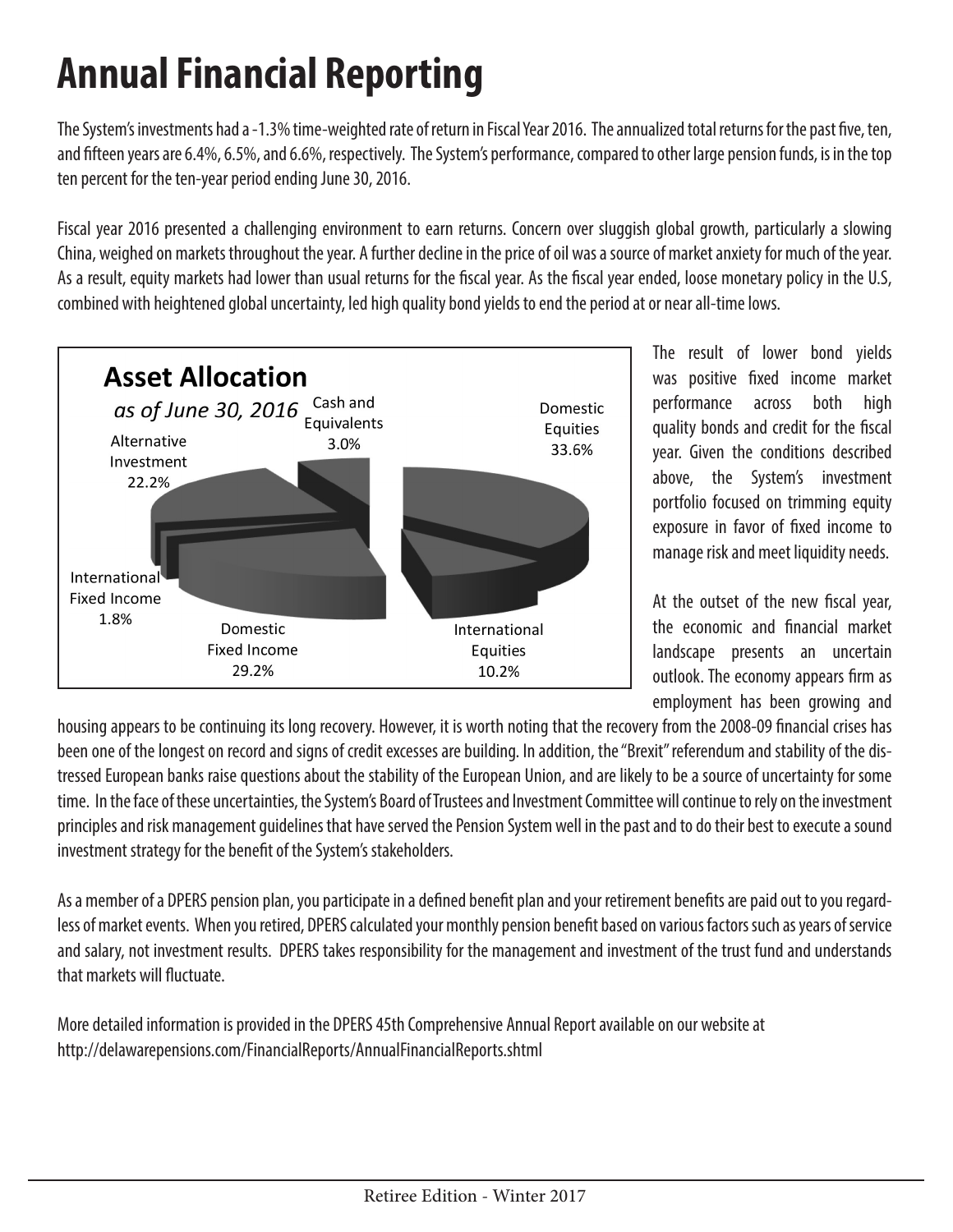# Annual Financial Reporting

The System's investments had a -1.3% time-weighted rate of return in Fiscal Year 2016. The annualized total returns for the past five, ten, and fifteen years are 6.4%, 6.5%, and 6.6%, respectively. The System's performance, compared to other large pension funds, is in the top ten percent for the ten-year period ending June 30, 2016.

Fiscal year 2016 presented a challenging environment to earn returns. Concern over sluggish global growth, particularly a slowing China, weighed on markets throughout the year. A further decline in the price of oil was a source of market anxiety for much of the year. As a result, equity markets had lower than usual returns for the fiscal year. As the fiscal year ended, loose monetary policy in the U.S, combined with heightened global uncertainty, led high quality bond yields to end the period at or near all-time lows.

**Asset Allocation**

*as of June 30, 2016*

Cash and Equivalents 3.0%

Domestic Equities 33.6%

Alternative Investment 22.2%

International Fixed Income 1.8%

Domestic Fixed Income 29.2%

International Equities 10.2%

The result of lower bond yields was positive fixed income market performance across both high quality bonds and credit for the fiscal year. Given the conditions described above, the System's investment portfolio focused on trimming equity exposure in favor of fixed income to manage risk and meet liquidity needs.

At the outset of the new fiscal year, the economic and financial market landscape presents an uncertain outlook. The economy appears firm as employment has been growing and housing appears to be continuing its long recovery. However, it is worth noting that the recovery from the 2008-09 financial crises has been one of the longest on record and signs of credit excesses are building. In addition, the "Brexit" referendum and stability of the distressed European banks raise questions about the stability of the European Union, and are likely to be a source of uncertainty for some time. In the face of these uncertainties, the System's Board of Trustees and Investment Committee will continue to rely on the investment principles and risk management guidelines that have served the Pension System well in the past and to do their best to execute a sound investment strategy for the benefit of the System's stakeholders.

As a member of a DPERS pension plan, you participate in a defined benefit plan and your retirement benefits are paid out to you regardless of market events. When you retired, DPERS calculated your monthly pension benefit based on various factors such as years of service and salary, not investment results. DPERS takes responsibility for the management and investment of the trust fund and understands that markets will fluctuate.

More detailed information is provided in the DPERS 45th Comprehensive Annual Report available on our website at http://delawarepensions.com/FinancialReports/AnnualFinancialReports.shtml